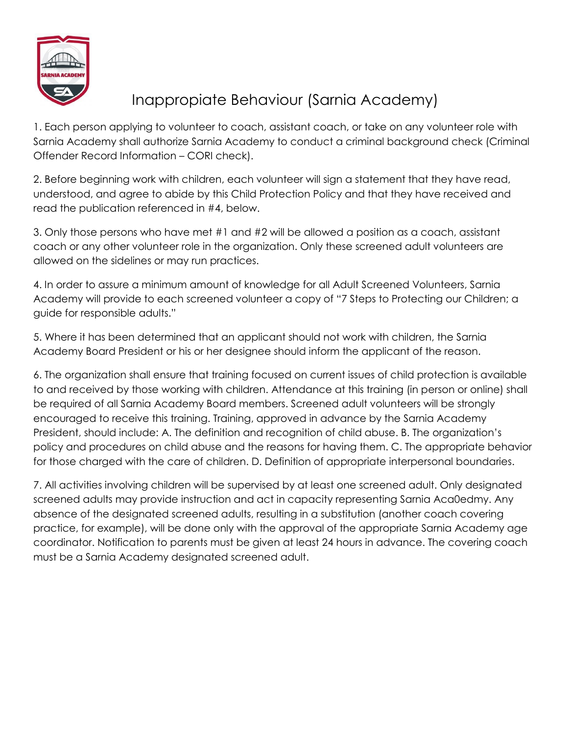# Inappropiate Behaviour (Sarnia Academy)

1. Each person applying to volunteer to coach, assistant coach, or take on any volunteer role with Sarnia Academy shall authorize Sarnia Academy to conduct a criminal background check (Criminal Offender Record Information – CORI check).

2. Before beginning work with children, each volunteer will sign a statement that they have read, understood, and agree to abide by this Child Protection Policy and that they have received and read the publication referenced in #4, below.

3. Only those persons who have met #1 and #2 will be allowed a position as a coach, assistant coach or any other volunteer role in the organization. Only these screened adult volunteers are allowed on the sidelines or may run practices.

4. In order to assure a minimum amount of knowledge for all Adult Screened Volunteers, Sarnia Academy will provide to each screened volunteer a copy of "7 Steps to Protecting our Children; a guide for responsible adults."

5. Where it has been determined that an applicant should not work with children, the Sarnia Academy Board President or his or her designee should inform the applicant of the reason.

6. The organization shall ensure that training focused on current issues of child protection is available to and received by those working with children. Attendance at this training (in person or online) shall be required of all Sarnia Academy Board members. Screened adult volunteers will be strongly encouraged to receive this training. Training, approved in advance by the Sarnia Academy President, should include: A. The definition and recognition of child abuse. B. The organization's policy and procedures on child abuse and the reasons for having them. C. The appropriate behavior for those charged with the care of children. D. Definition of appropriate interpersonal boundaries.

7. All activities involving children will be supervised by at least one screened adult. Only designated screened adults may provide instruction and act in capacity representing Sarnia Aca0edmy. Any absence of the designated screened adults, resulting in a substitution (another coach covering practice, for example), will be done only with the approval of the appropriate Sarnia Academy age coordinator. Notification to parents must be given at least 24 hours in advance. The covering coach must be a Sarnia Academy designated screened adult.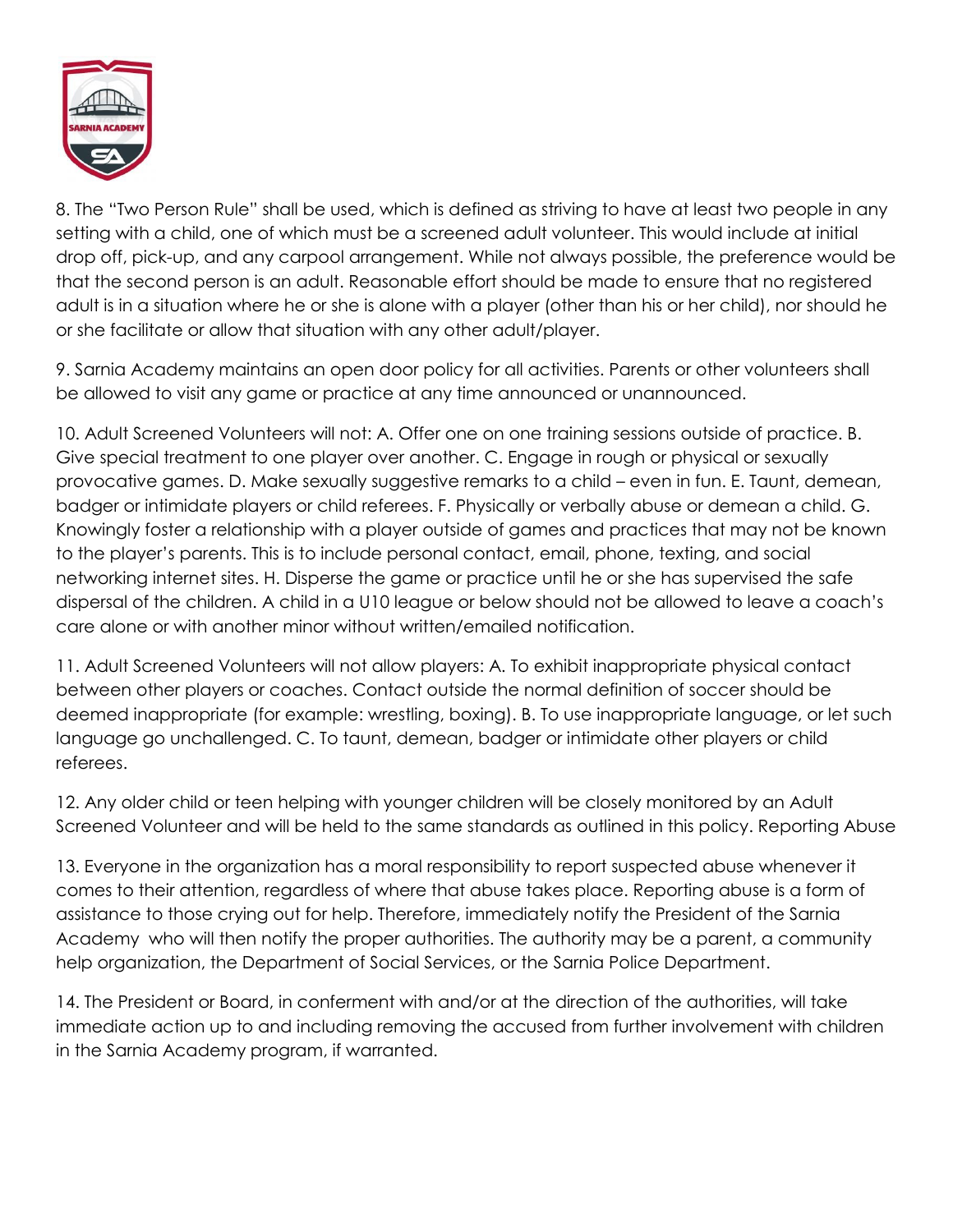8. The "Two Person Rule" shall be used, which is defined as striving to have at least two people in any setting with a child, one of which must be a screened adult volunteer. This would include at initial drop off, pick-up, and any carpool arrangement. While not always possible, the preference would be that the second person is an adult. Reasonable effort should be made to ensure that no registered adult is in a situation where he or she is alone with a player (other than his or her child), nor should he or she facilitate or allow that situation with any other adult/player.

9. Sarnia Academy maintains an open door policy for all activities. Parents or other volunteers shall be allowed to visit any game or practice at any time announced or unannounced.

10. Adult Screened Volunteers will not: A. Offer one on one training sessions outside of practice. B. Give special treatment to one player over another. C. Engage in rough or physical or sexually provocative games. D. Make sexually suggestive remarks to a child – even in fun. E. Taunt, demean, badger or intimidate players or child referees. F. Physically or verbally abuse or demean a child. G. Knowingly foster a relationship with a player outside of games and practices that may not be known to the player's parents. This is to include personal contact, email, phone, texting, and social networking internet sites. H. Disperse the game or practice until he or she has supervised the safe dispersal of the children. A child in a U10 league or below should not be allowed to leave a coach's care alone or with another minor without written/emailed notification.

11. Adult Screened Volunteers will not allow players: A. To exhibit inappropriate physical contact between other players or coaches. Contact outside the normal definition of soccer should be deemed inappropriate (for example: wrestling, boxing). B. To use inappropriate language, or let such language go unchallenged. C. To taunt, demean, badger or intimidate other players or child referees.

12. Any older child or teen helping with younger children will be closely monitored by an Adult Screened Volunteer and will be held to the same standards as outlined in this policy. Reporting Abuse

13. Everyone in the organization has a moral responsibility to report suspected abuse whenever it comes to their attention, regardless of where that abuse takes place. Reporting abuse is a form of assistance to those crying out for help. Therefore, immediately notify the President of the Sarnia Academy who will then notify the proper authorities. The authority may be a parent, a community help organization, the Department of Social Services, or the Sarnia Police Department.

14. The President or Board, in conferment with and/or at the direction of the authorities, will take immediate action up to and including removing the accused from further involvement with children in the Sarnia Academy program, if warranted.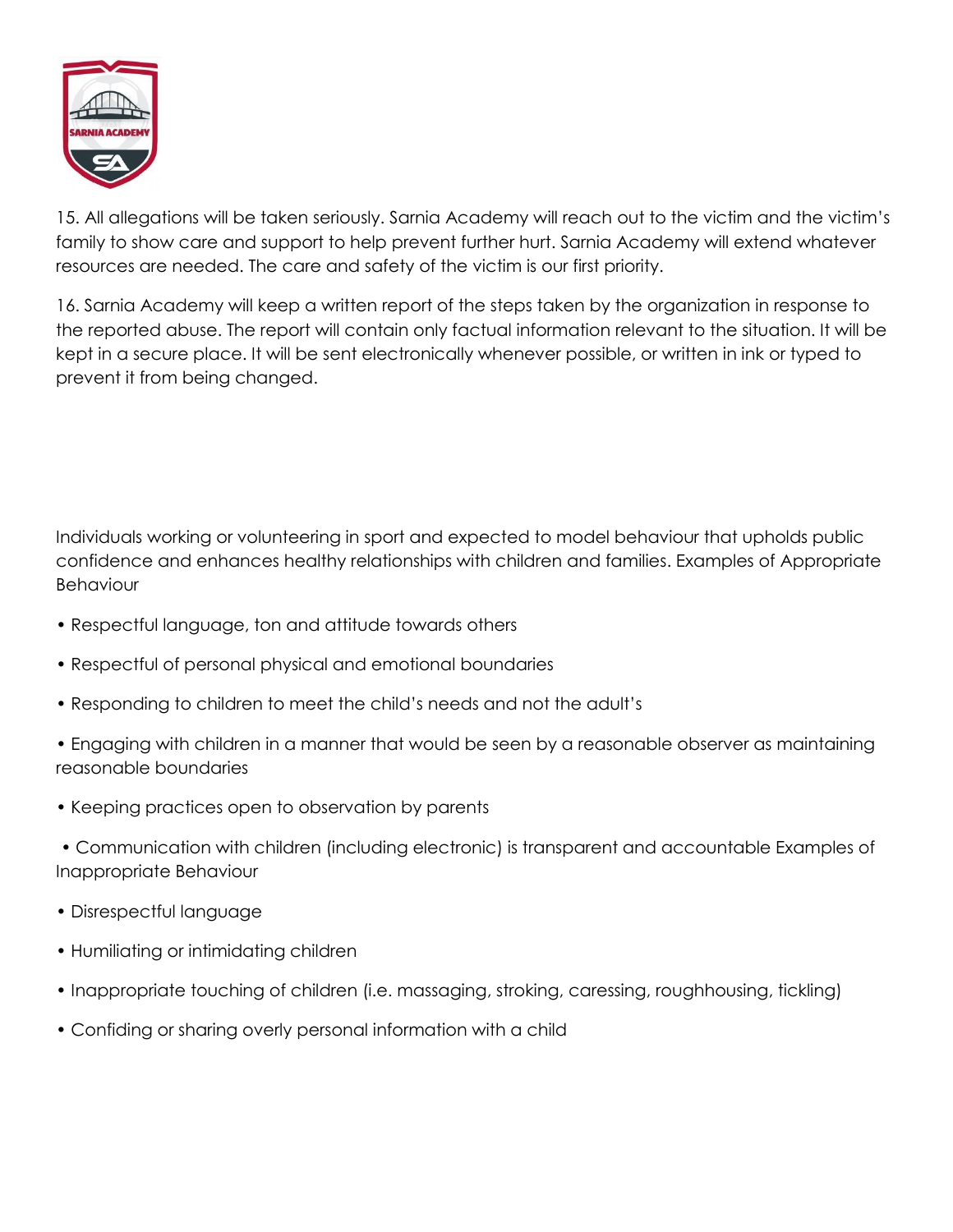15. All allegations will be taken seriously. Sarnia Academy will reach out to the victim and the victim's family to show care and support to help prevent further hurt. Sarnia Academy will extend whatever resources are needed. The care and safety of the victim is our first priority.

16. Sarnia Academy will keep a written report of the steps taken by the organization in response to the reported abuse. The report will contain only factual information relevant to the situation. It will be kept in a secure place. It will be sent electronically whenever possible, or written in ink or typed to prevent it from being changed.

Individuals working or volunteering in sport and expected to model behaviour that upholds public confidence and enhances healthy relationships with children and families. Examples of Appropriate Behaviour

- Respectful language, ton and attitude towards others
- Respectful of personal physical and emotional boundaries
- Responding to children to meet the child's needs and not the adult's
- Engaging with children in a manner that would be seen by a reasonable observer as maintaining reasonable boundaries
- Keeping practices open to observation by parents
- Communication with children (including electronic) is transparent and accountable Examples of Inappropriate Behaviour
- Disrespectful language
- Humiliating or intimidating children
- Inappropriate touching of children (i.e. massaging, stroking, caressing, roughhousing, tickling)
- Confiding or sharing overly personal information with a child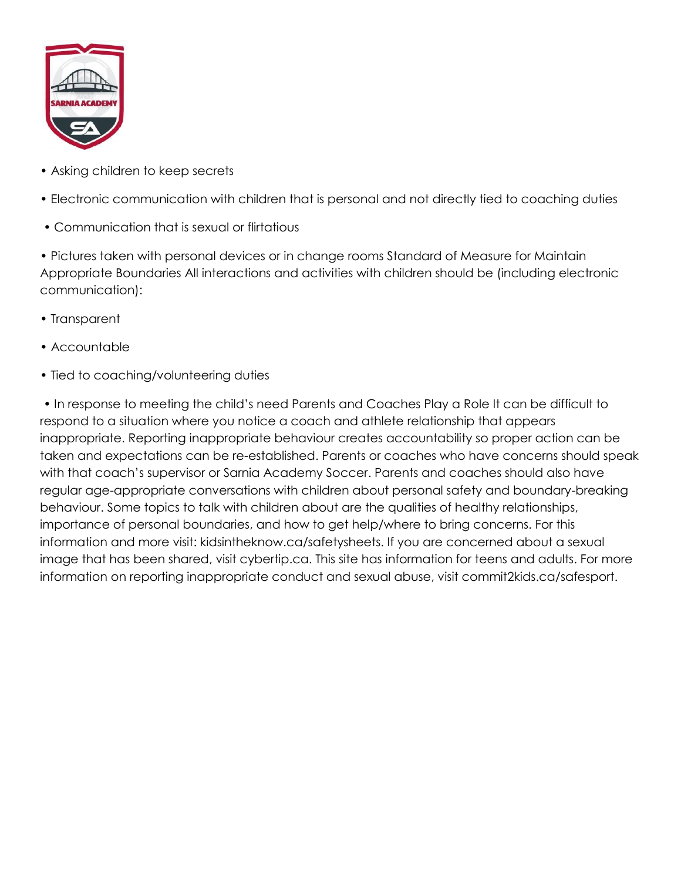- Asking children to keep secrets
- Electronic communication with children that is personal and not directly tied to coaching duties
- Communication that is sexual or flirtatious
- Pictures taken with personal devices or in change rooms Standard of Measure for Maintain Appropriate Boundaries All interactions and activities with children should be (including electronic communication):
- Transparent
- Accountable
- Tied to coaching/volunteering duties
- In response to meeting the child's need Parents and Coaches Play a Role It can be difficult to respond to a situation where you notice a coach and athlete relationship that appears inappropriate. Reporting inappropriate behaviour creates accountability so proper action can be taken and expectations can be re-established. Parents or coaches who have concerns should speak with that coach's supervisor or Sarnia Academy Soccer. Parents and coaches should also have regular age-appropriate conversations with children about personal safety and boundary-breaking behaviour. Some topics to talk with children about are the qualities of healthy relationships, importance of personal boundaries, and how to get help/where to bring concerns. For this information and more visit: kidsintheknow.ca/safetysheets. If you are concerned about a sexual image that has been shared, visit cybertip.ca. This site has information for teens and adults. For more information on reporting inappropriate conduct and sexual abuse, visit commit2kids.ca/safesport.